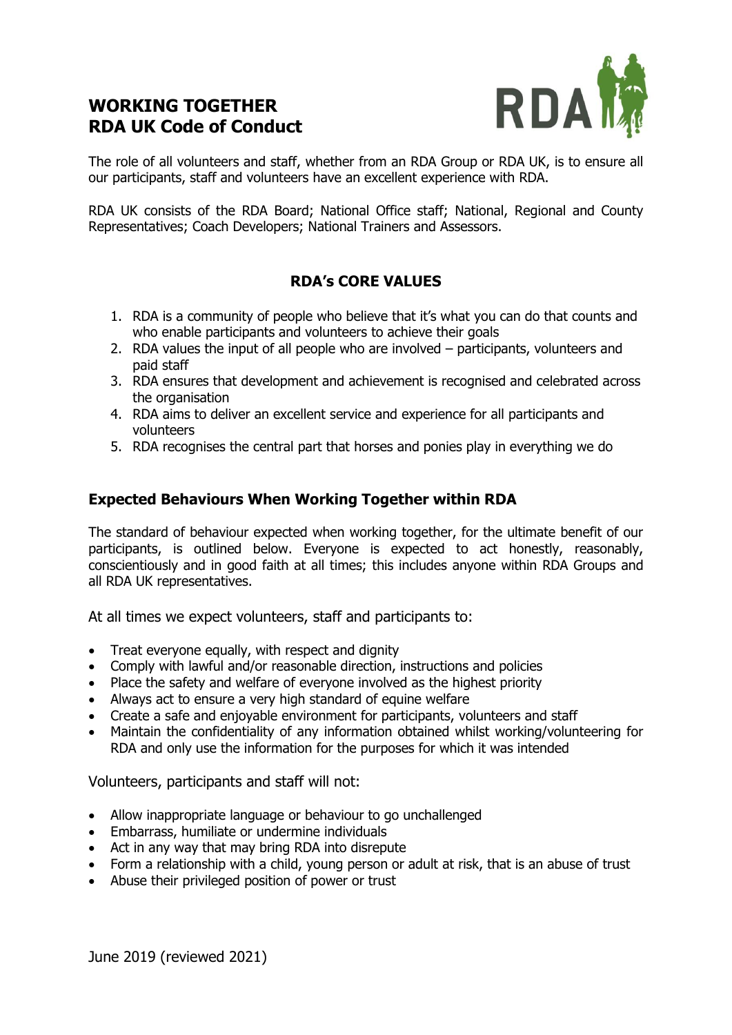# WORKING TOGETHER
# RDA UK Code of Conduct

The role of all volunteers and staff, whether from an RDA Group or RDA UK, is to ensure all our participants, staff and volunteers have an excellent experience with RDA.

RDA UK consists of the RDA Board; National Office staff; National, Regional and County Representatives; Coach Developers; National Trainers and Assessors.

## RDA's CORE VALUES

1. RDA is a community of people who believe that it's what you can do that counts and who enable participants and volunteers to achieve their goals
2. RDA values the input of all people who are involved – participants, volunteers and paid staff
3. RDA ensures that development and achievement is recognised and celebrated across the organisation
4. RDA aims to deliver an excellent service and experience for all participants and volunteers
5. RDA recognises the central part that horses and ponies play in everything we do

## Expected Behaviours When Working Together within RDA

The standard of behaviour expected when working together, for the ultimate benefit of our participants, is outlined below. Everyone is expected to act honestly, reasonably, conscientiously and in good faith at all times; this includes anyone within RDA Groups and all RDA UK representatives.

At all times we expect volunteers, staff and participants to:

- Treat everyone equally, with respect and dignity
- Comply with lawful and/or reasonable direction, instructions and policies
- Place the safety and welfare of everyone involved as the highest priority
- Always act to ensure a very high standard of equine welfare
- Create a safe and enjoyable environment for participants, volunteers and staff
- Maintain the confidentiality of any information obtained whilst working/volunteering for RDA and only use the information for the purposes for which it was intended

Volunteers, participants and staff will not:

- Allow inappropriate language or behaviour to go unchallenged
- Embarrass, humiliate or undermine individuals
- Act in any way that may bring RDA into disrepute
- Form a relationship with a child, young person or adult at risk, that is an abuse of trust
- Abuse their privileged position of power or trust

June 2019 (reviewed 2021)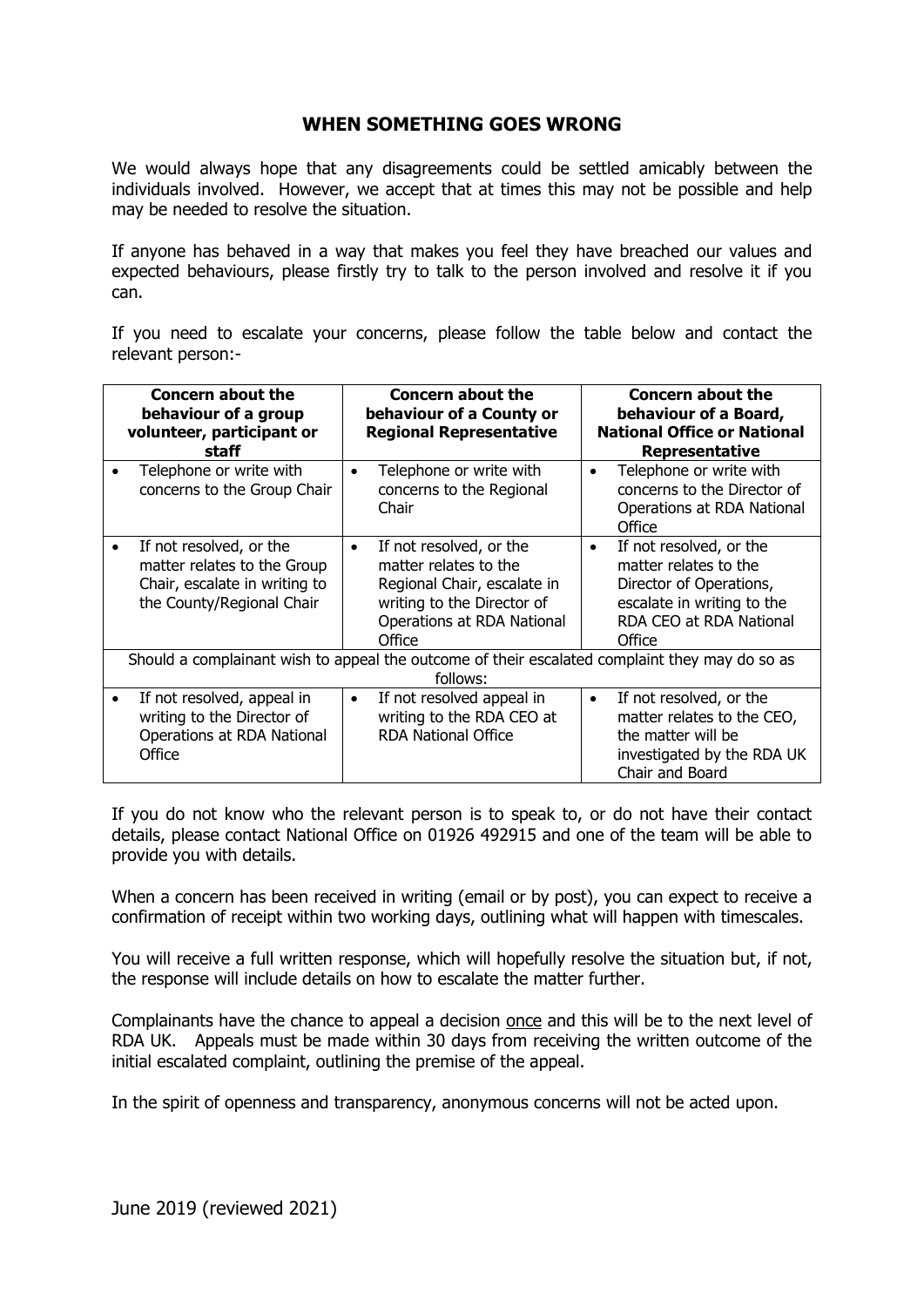## WHEN SOMETHING GOES WRONG

We would always hope that any disagreements could be settled amicably between the individuals involved. However, we accept that at times this may not be possible and help may be needed to resolve the situation.

If anyone has behaved in a way that makes you feel they have breached our values and expected behaviours, please firstly try to talk to the person involved and resolve it if you can.

If you need to escalate your concerns, please follow the table below and contact the relevant person:-

| **Concern about the behaviour of a group volunteer, participant or staff** | **Concern about the behaviour of a County or Regional Representative** | **Concern about the behaviour of a Board, National Office or National Representative** |
|---|---|---|
| • Telephone or write with concerns to the Group Chair | • Telephone or write with concerns to the Regional Chair | • Telephone or write with concerns to the Director of Operations at RDA National Office |
| • If not resolved, or the matter relates to the Group Chair, escalate in writing to the County/Regional Chair | • If not resolved, or the matter relates to the Regional Chair, escalate in writing to the Director of Operations at RDA National Office | • If not resolved, or the matter relates to the Director of Operations, escalate in writing to the RDA CEO at RDA National Office |
| Should a complainant wish to appeal the outcome of their escalated complaint they may do so as follows: | | |
| • If not resolved, appeal in writing to the Director of Operations at RDA National Office | • If not resolved appeal in writing to the RDA CEO at RDA National Office | • If not resolved, or the matter relates to the CEO, the matter will be investigated by the RDA UK Chair and Board |

If you do not know who the relevant person is to speak to, or do not have their contact details, please contact National Office on 01926 492915 and one of the team will be able to provide you with details.

When a concern has been received in writing (email or by post), you can expect to receive a confirmation of receipt within two working days, outlining what will happen with timescales.

You will receive a full written response, which will hopefully resolve the situation but, if not, the response will include details on how to escalate the matter further.

Complainants have the chance to appeal a decision <u>once</u> and this will be to the next level of RDA UK. Appeals must be made within 30 days from receiving the written outcome of the initial escalated complaint, outlining the premise of the appeal.

In the spirit of openness and transparency, anonymous concerns will not be acted upon.

June 2019 (reviewed 2021)